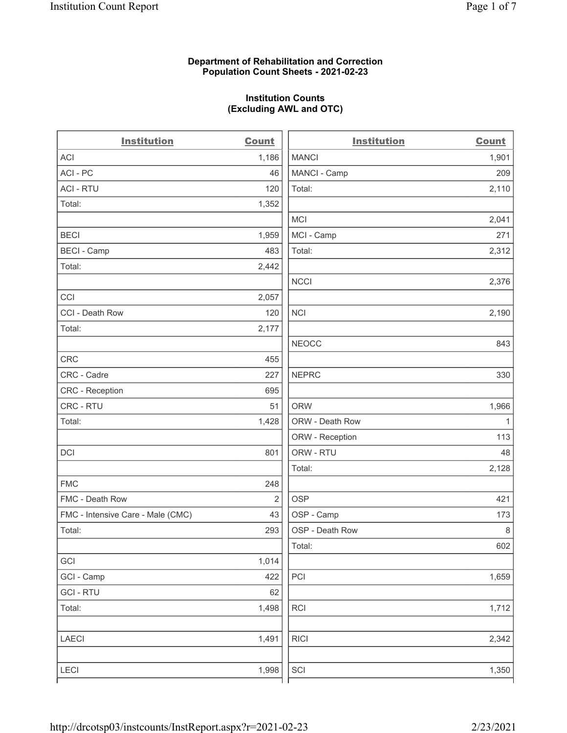**Department of Rehabilitation and Correction**
**Population Count Sheets - 2021-02-23**

**Institution Counts**
**(Excluding AWL and OTC)**

| Institution | Count |
|---|---|
| ACI | 1,186 |
| ACI - PC | 46 |
| ACI - RTU | 120 |
| Total: | 1,352 |
| | |
| BECI | 1,959 |
| BECI - Camp | 483 |
| Total: | 2,442 |
| | |
| CCI | 2,057 |
| CCI - Death Row | 120 |
| Total: | 2,177 |
| | |
| CRC | 455 |
| CRC - Cadre | 227 |
| CRC - Reception | 695 |
| CRC - RTU | 51 |
| Total: | 1,428 |
| | |
| DCI | 801 |
| | |
| FMC | 248 |
| FMC - Death Row | 2 |
| FMC - Intensive Care - Male (CMC) | 43 |
| Total: | 293 |
| | |
| GCI | 1,014 |
| GCI - Camp | 422 |
| GCI - RTU | 62 |
| Total: | 1,498 |
| | |
| LAECI | 1,491 |
| | |
| LECI | 1,998 |

| Institution | Count |
|---|---|
| MANCI | 1,901 |
| MANCI - Camp | 209 |
| Total: | 2,110 |
| | |
| MCI | 2,041 |
| MCI - Camp | 271 |
| Total: | 2,312 |
| | |
| NCCI | 2,376 |
| | |
| NCI | 2,190 |
| | |
| NEOCC | 843 |
| | |
| NEPRC | 330 |
| | |
| ORW | 1,966 |
| ORW - Death Row | 1 |
| ORW - Reception | 113 |
| ORW - RTU | 48 |
| Total: | 2,128 |
| | |
| OSP | 421 |
| OSP - Camp | 173 |
| OSP - Death Row | 8 |
| Total: | 602 |
| | |
| PCI | 1,659 |
| | |
| RCI | 1,712 |
| | |
| RICI | 2,342 |
| | |
| SCI | 1,350 |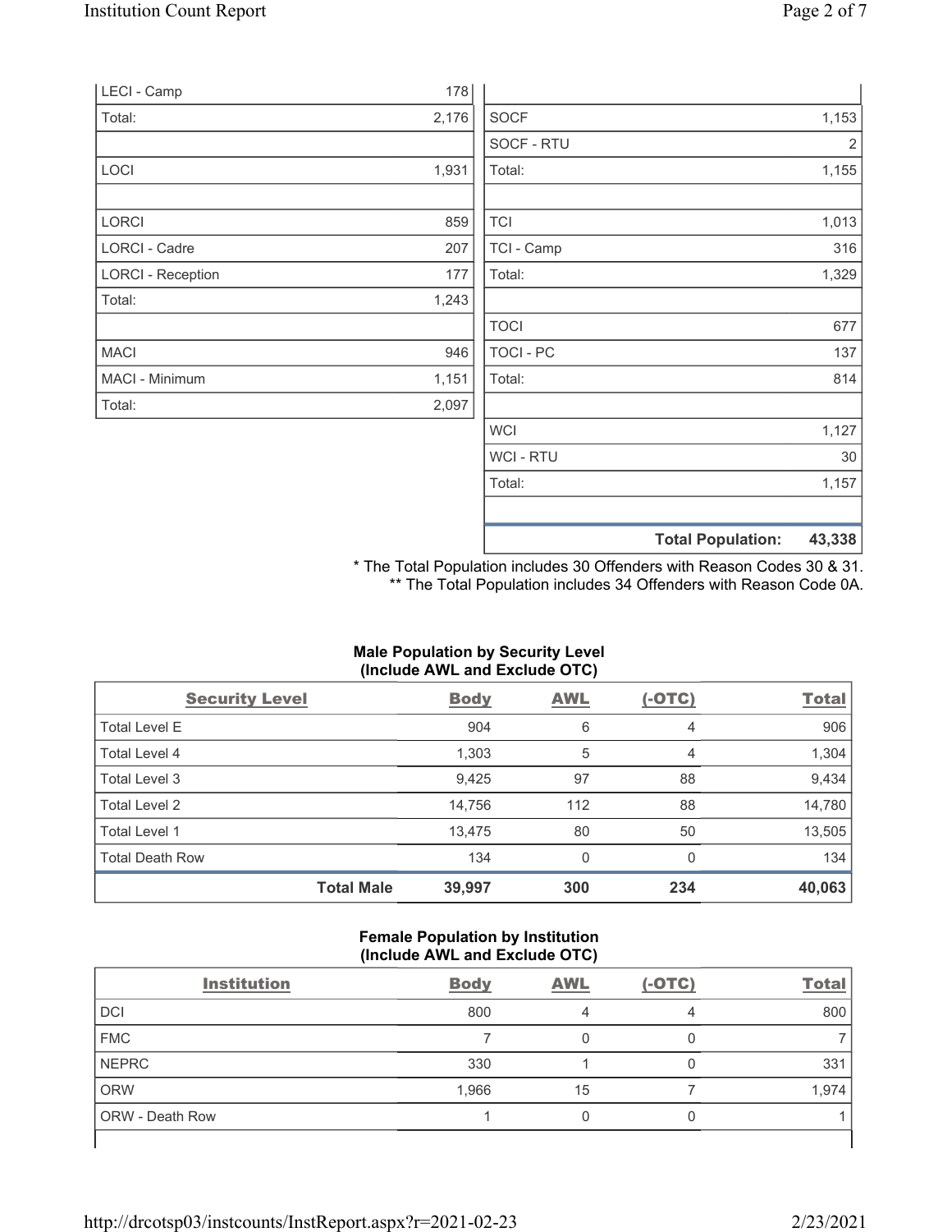| | |
|---|---|
| LECI - Camp | 178 |
| Total: | 2,176 |
| | |
| LOCI | 1,931 |
| | |
| LORCI | 859 |
| LORCI - Cadre | 207 |
| LORCI - Reception | 177 |
| Total: | 1,243 |
| | |
| MACI | 946 |
| MACI - Minimum | 1,151 |
| Total: | 2,097 |

| | |
|---|---|
| SOCF | 1,153 |
| SOCF - RTU | 2 |
| Total: | 1,155 |
| | |
| TCI | 1,013 |
| TCI - Camp | 316 |
| Total: | 1,329 |
| | |
| TOCI | 677 |
| TOCI - PC | 137 |
| Total: | 814 |
| | |
| WCI | 1,127 |
| WCI - RTU | 30 |
| Total: | 1,157 |
| | |
| **Total Population:** | **43,338** |

\* The Total Population includes 30 Offenders with Reason Codes 30 & 31.
\*\* The Total Population includes 34 Offenders with Reason Code 0A.

**Male Population by Security Level (Include AWL and Exclude OTC)**

| Security Level | Body | AWL | (-OTC) | Total |
|---|---|---|---|---|
| Total Level E | 904 | 6 | 4 | 906 |
| Total Level 4 | 1,303 | 5 | 4 | 1,304 |
| Total Level 3 | 9,425 | 97 | 88 | 9,434 |
| Total Level 2 | 14,756 | 112 | 88 | 14,780 |
| Total Level 1 | 13,475 | 80 | 50 | 13,505 |
| Total Death Row | 134 | 0 | 0 | 134 |
| **Total Male** | **39,997** | **300** | **234** | **40,063** |

**Female Population by Institution (Include AWL and Exclude OTC)**

| Institution | Body | AWL | (-OTC) | Total |
|---|---|---|---|---|
| DCI | 800 | 4 | 4 | 800 |
| FMC | 7 | 0 | 0 | 7 |
| NEPRC | 330 | 1 | 0 | 331 |
| ORW | 1,966 | 15 | 7 | 1,974 |
| ORW - Death Row | 1 | 0 | 0 | 1 |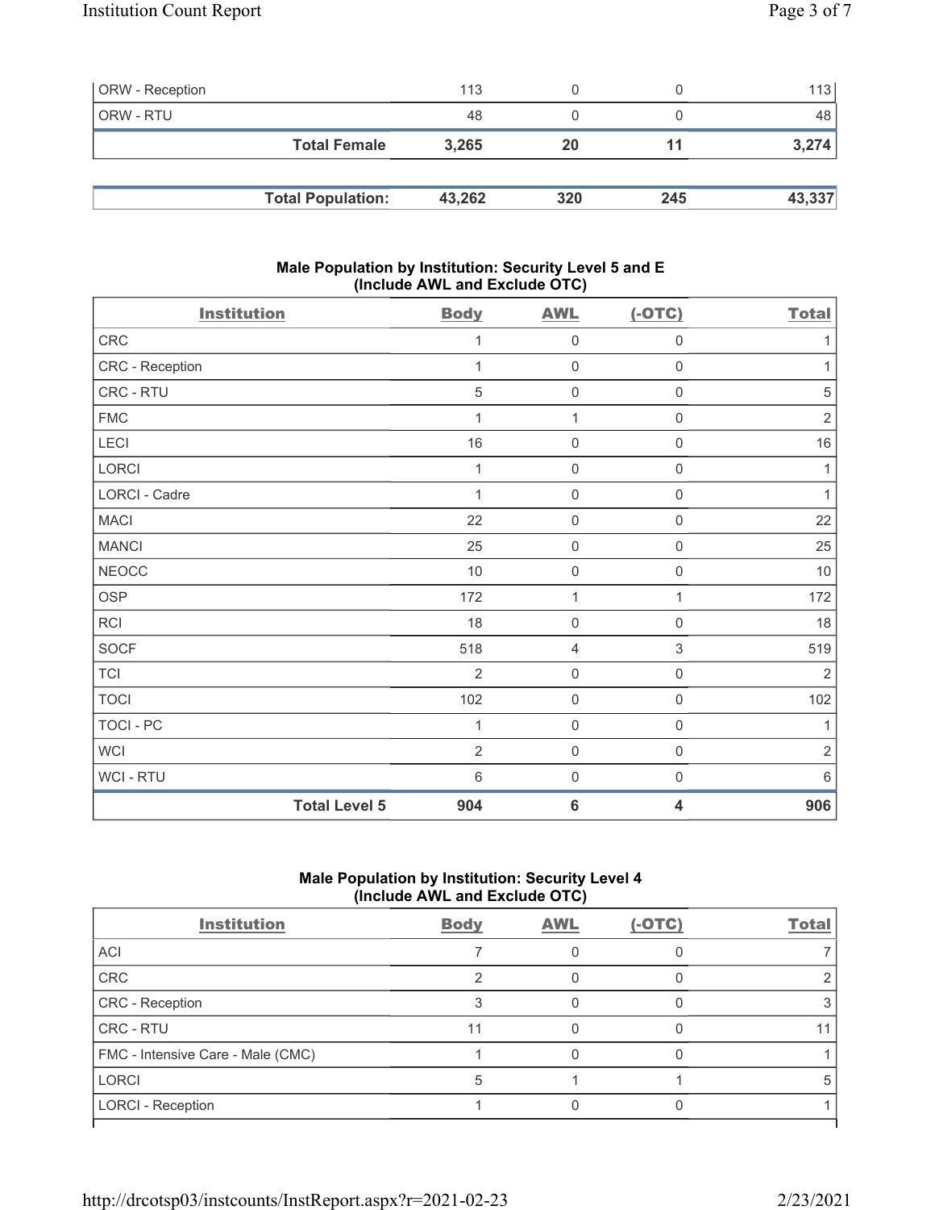| | | | | |
|---|---|---|---|---|
| ORW - Reception | 113 | 0 | 0 | 113 |
| ORW - RTU | 48 | 0 | 0 | 48 |
| **Total Female** | **3,265** | **20** | **11** | **3,274** |

| | | | | |
|---|---|---|---|---|
| **Total Population:** | **43,262** | **320** | **245** | **43,337** |

### Male Population by Institution: Security Level 5 and E (Include AWL and Exclude OTC)

| Institution | Body | AWL | (-OTC) | Total |
|---|---|---|---|---|
| CRC | 1 | 0 | 0 | 1 |
| CRC - Reception | 1 | 0 | 0 | 1 |
| CRC - RTU | 5 | 0 | 0 | 5 |
| FMC | 1 | 1 | 0 | 2 |
| LECI | 16 | 0 | 0 | 16 |
| LORCI | 1 | 0 | 0 | 1 |
| LORCI - Cadre | 1 | 0 | 0 | 1 |
| MACI | 22 | 0 | 0 | 22 |
| MANCI | 25 | 0 | 0 | 25 |
| NEOCC | 10 | 0 | 0 | 10 |
| OSP | 172 | 1 | 1 | 172 |
| RCI | 18 | 0 | 0 | 18 |
| SOCF | 518 | 4 | 3 | 519 |
| TCI | 2 | 0 | 0 | 2 |
| TOCI | 102 | 0 | 0 | 102 |
| TOCI - PC | 1 | 0 | 0 | 1 |
| WCI | 2 | 0 | 0 | 2 |
| WCI - RTU | 6 | 0 | 0 | 6 |
| **Total Level 5** | **904** | **6** | **4** | **906** |

### Male Population by Institution: Security Level 4 (Include AWL and Exclude OTC)

| Institution | Body | AWL | (-OTC) | Total |
|---|---|---|---|---|
| ACI | 7 | 0 | 0 | 7 |
| CRC | 2 | 0 | 0 | 2 |
| CRC - Reception | 3 | 0 | 0 | 3 |
| CRC - RTU | 11 | 0 | 0 | 11 |
| FMC - Intensive Care - Male (CMC) | 1 | 0 | 0 | 1 |
| LORCI | 5 | 1 | 1 | 5 |
| LORCI - Reception | 1 | 0 | 0 | 1 |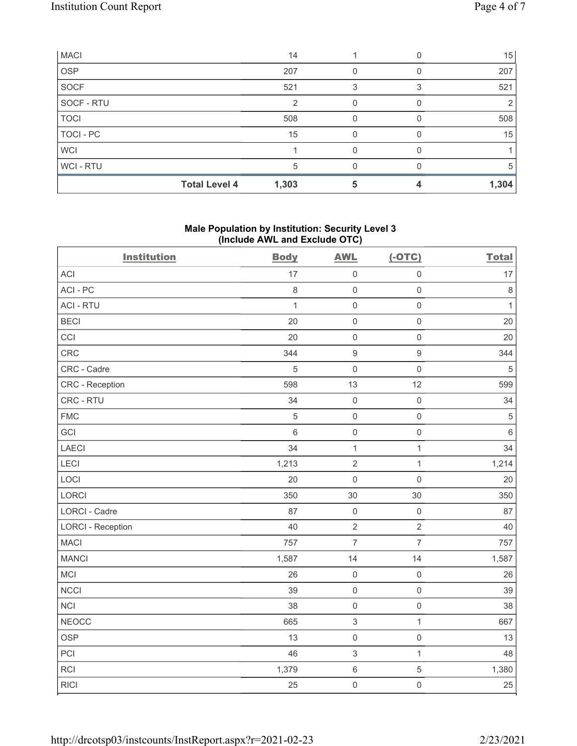| | | | | |
|---|---|---|---|---|
| MACI | 14 | 1 | 0 | 15 |
| OSP | 207 | 0 | 0 | 207 |
| SOCF | 521 | 3 | 3 | 521 |
| SOCF - RTU | 2 | 0 | 0 | 2 |
| TOCI | 508 | 0 | 0 | 508 |
| TOCI - PC | 15 | 0 | 0 | 15 |
| WCI | 1 | 0 | 0 | 1 |
| WCI - RTU | 5 | 0 | 0 | 5 |
| **Total Level 4** | **1,303** | **5** | **4** | **1,304** |

## Male Population by Institution: Security Level 3 (Include AWL and Exclude OTC)

| Institution | Body | AWL | (-OTC) | Total |
|---|---|---|---|---|
| ACI | 17 | 0 | 0 | 17 |
| ACI - PC | 8 | 0 | 0 | 8 |
| ACI - RTU | 1 | 0 | 0 | 1 |
| BECI | 20 | 0 | 0 | 20 |
| CCI | 20 | 0 | 0 | 20 |
| CRC | 344 | 9 | 9 | 344 |
| CRC - Cadre | 5 | 0 | 0 | 5 |
| CRC - Reception | 598 | 13 | 12 | 599 |
| CRC - RTU | 34 | 0 | 0 | 34 |
| FMC | 5 | 0 | 0 | 5 |
| GCI | 6 | 0 | 0 | 6 |
| LAECI | 34 | 1 | 1 | 34 |
| LECI | 1,213 | 2 | 1 | 1,214 |
| LOCI | 20 | 0 | 0 | 20 |
| LORCI | 350 | 30 | 30 | 350 |
| LORCI - Cadre | 87 | 0 | 0 | 87 |
| LORCI - Reception | 40 | 2 | 2 | 40 |
| MACI | 757 | 7 | 7 | 757 |
| MANCI | 1,587 | 14 | 14 | 1,587 |
| MCI | 26 | 0 | 0 | 26 |
| NCCI | 39 | 0 | 0 | 39 |
| NCI | 38 | 0 | 0 | 38 |
| NEOCC | 665 | 3 | 1 | 667 |
| OSP | 13 | 0 | 0 | 13 |
| PCI | 46 | 3 | 1 | 48 |
| RCI | 1,379 | 6 | 5 | 1,380 |
| RICI | 25 | 0 | 0 | 25 |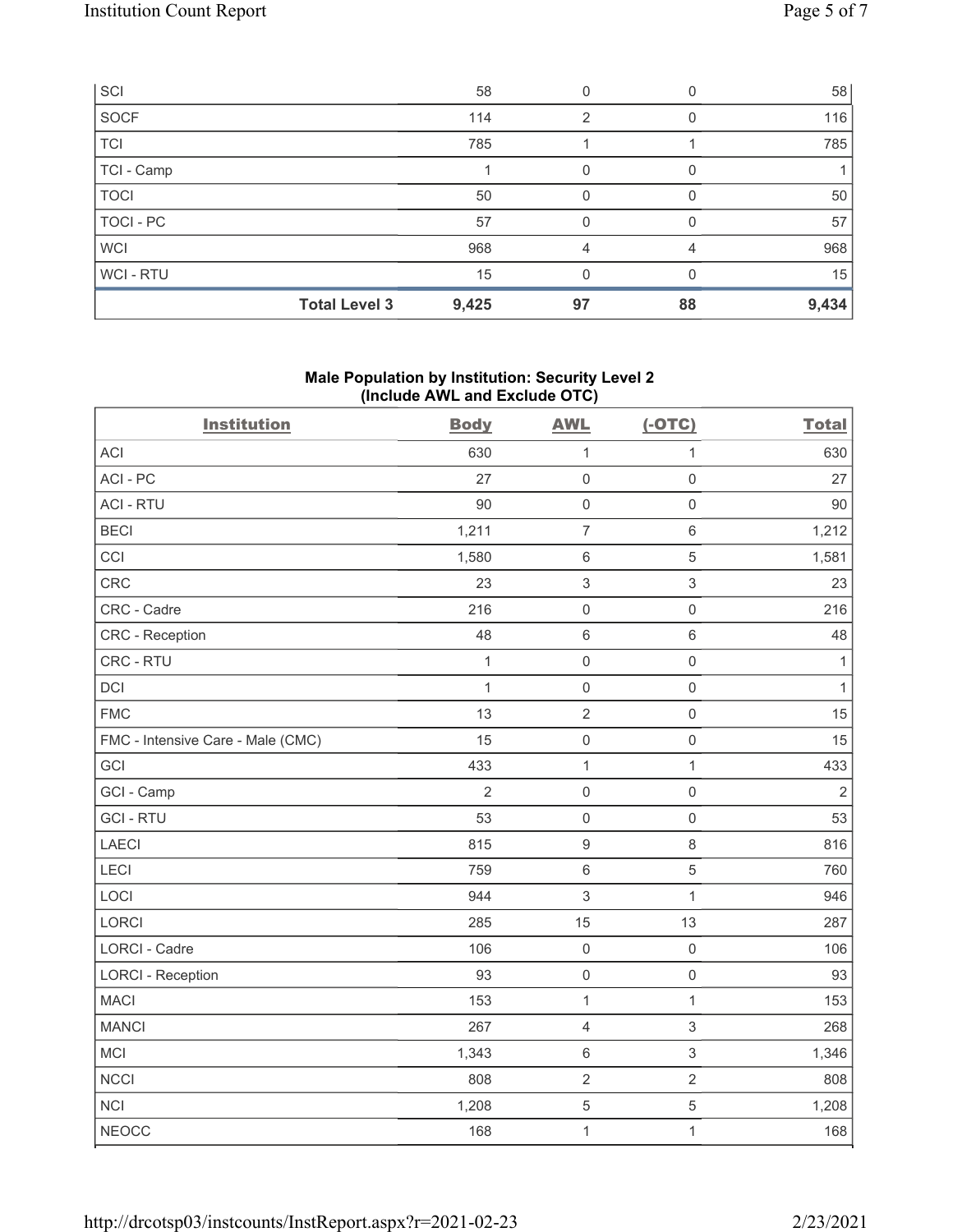| SCI | 58 | 0 | 0 | 58 |
|---|---|---|---|---|
| SOCF | 114 | 2 | 0 | 116 |
| TCI | 785 | 1 | 1 | 785 |
| TCI - Camp | 1 | 0 | 0 | 1 |
| TOCI | 50 | 0 | 0 | 50 |
| TOCI - PC | 57 | 0 | 0 | 57 |
| WCI | 968 | 4 | 4 | 968 |
| WCI - RTU | 15 | 0 | 0 | 15 |
| **Total Level 3** | **9,425** | **97** | **88** | **9,434** |

## Male Population by Institution: Security Level 2 (Include AWL and Exclude OTC)

| Institution | Body | AWL | (-OTC) | Total |
|---|---|---|---|---|
| ACI | 630 | 1 | 1 | 630 |
| ACI - PC | 27 | 0 | 0 | 27 |
| ACI - RTU | 90 | 0 | 0 | 90 |
| BECI | 1,211 | 7 | 6 | 1,212 |
| CCI | 1,580 | 6 | 5 | 1,581 |
| CRC | 23 | 3 | 3 | 23 |
| CRC - Cadre | 216 | 0 | 0 | 216 |
| CRC - Reception | 48 | 6 | 6 | 48 |
| CRC - RTU | 1 | 0 | 0 | 1 |
| DCI | 1 | 0 | 0 | 1 |
| FMC | 13 | 2 | 0 | 15 |
| FMC - Intensive Care - Male (CMC) | 15 | 0 | 0 | 15 |
| GCI | 433 | 1 | 1 | 433 |
| GCI - Camp | 2 | 0 | 0 | 2 |
| GCI - RTU | 53 | 0 | 0 | 53 |
| LAECI | 815 | 9 | 8 | 816 |
| LECI | 759 | 6 | 5 | 760 |
| LOCI | 944 | 3 | 1 | 946 |
| LORCI | 285 | 15 | 13 | 287 |
| LORCI - Cadre | 106 | 0 | 0 | 106 |
| LORCI - Reception | 93 | 0 | 0 | 93 |
| MACI | 153 | 1 | 1 | 153 |
| MANCI | 267 | 4 | 3 | 268 |
| MCI | 1,343 | 6 | 3 | 1,346 |
| NCCI | 808 | 2 | 2 | 808 |
| NCI | 1,208 | 5 | 5 | 1,208 |
| NEOCC | 168 | 1 | 1 | 168 |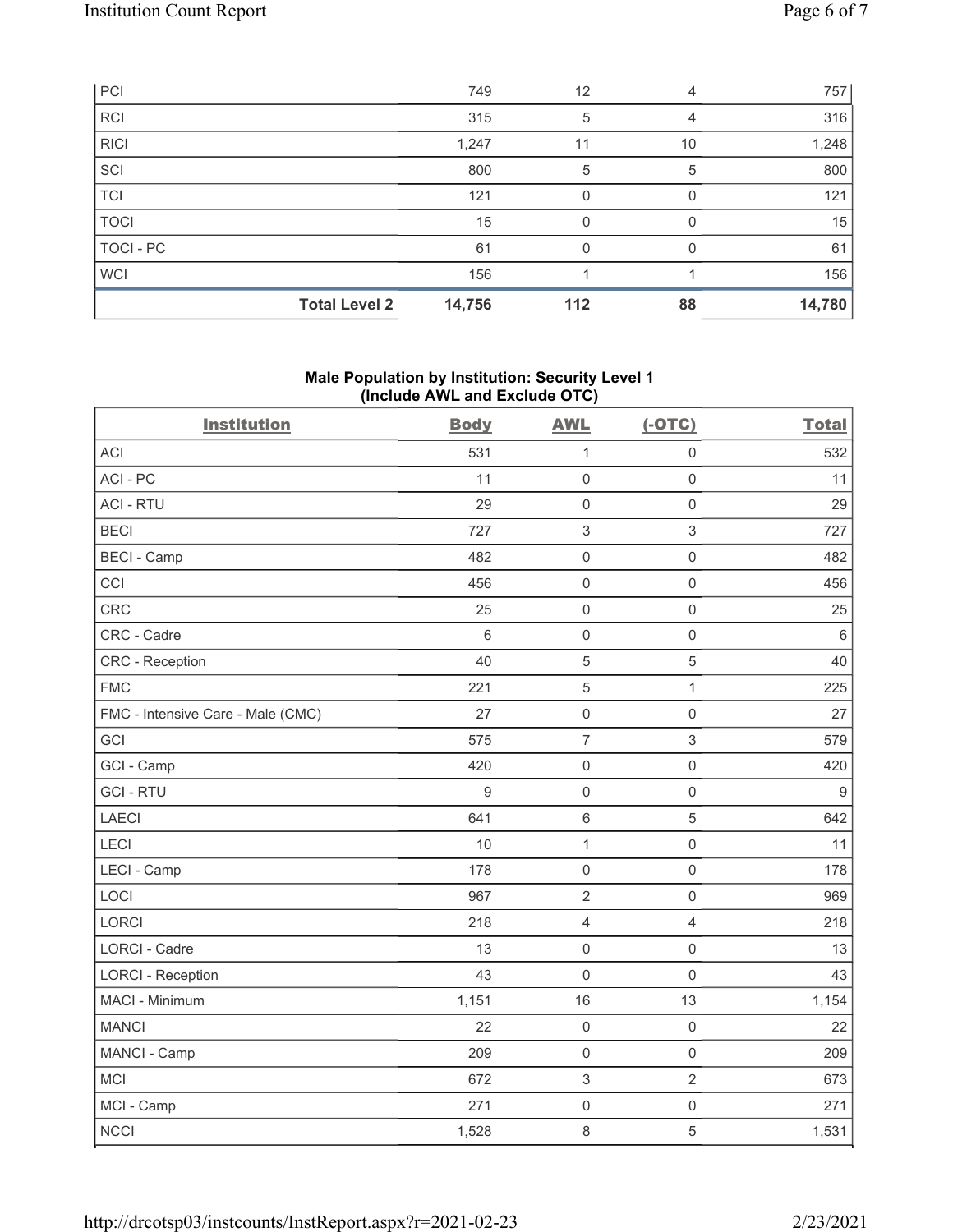| PCI | 749 | 12 | 4 | 757 |
|---|---|---|---|---|
| RCI | 315 | 5 | 4 | 316 |
| RICI | 1,247 | 11 | 10 | 1,248 |
| SCI | 800 | 5 | 5 | 800 |
| TCI | 121 | 0 | 0 | 121 |
| TOCI | 15 | 0 | 0 | 15 |
| TOCI - PC | 61 | 0 | 0 | 61 |
| WCI | 156 | 1 | 1 | 156 |
| **Total Level 2** | **14,756** | **112** | **88** | **14,780** |

## Male Population by Institution: Security Level 1 (Include AWL and Exclude OTC)

| Institution | Body | AWL | (-OTC) | Total |
|---|---|---|---|---|
| ACI | 531 | 1 | 0 | 532 |
| ACI - PC | 11 | 0 | 0 | 11 |
| ACI - RTU | 29 | 0 | 0 | 29 |
| BECI | 727 | 3 | 3 | 727 |
| BECI - Camp | 482 | 0 | 0 | 482 |
| CCI | 456 | 0 | 0 | 456 |
| CRC | 25 | 0 | 0 | 25 |
| CRC - Cadre | 6 | 0 | 0 | 6 |
| CRC - Reception | 40 | 5 | 5 | 40 |
| FMC | 221 | 5 | 1 | 225 |
| FMC - Intensive Care - Male (CMC) | 27 | 0 | 0 | 27 |
| GCI | 575 | 7 | 3 | 579 |
| GCI - Camp | 420 | 0 | 0 | 420 |
| GCI - RTU | 9 | 0 | 0 | 9 |
| LAECI | 641 | 6 | 5 | 642 |
| LECI | 10 | 1 | 0 | 11 |
| LECI - Camp | 178 | 0 | 0 | 178 |
| LOCI | 967 | 2 | 0 | 969 |
| LORCI | 218 | 4 | 4 | 218 |
| LORCI - Cadre | 13 | 0 | 0 | 13 |
| LORCI - Reception | 43 | 0 | 0 | 43 |
| MACI - Minimum | 1,151 | 16 | 13 | 1,154 |
| MANCI | 22 | 0 | 0 | 22 |
| MANCI - Camp | 209 | 0 | 0 | 209 |
| MCI | 672 | 3 | 2 | 673 |
| MCI - Camp | 271 | 0 | 0 | 271 |
| NCCI | 1,528 | 8 | 5 | 1,531 |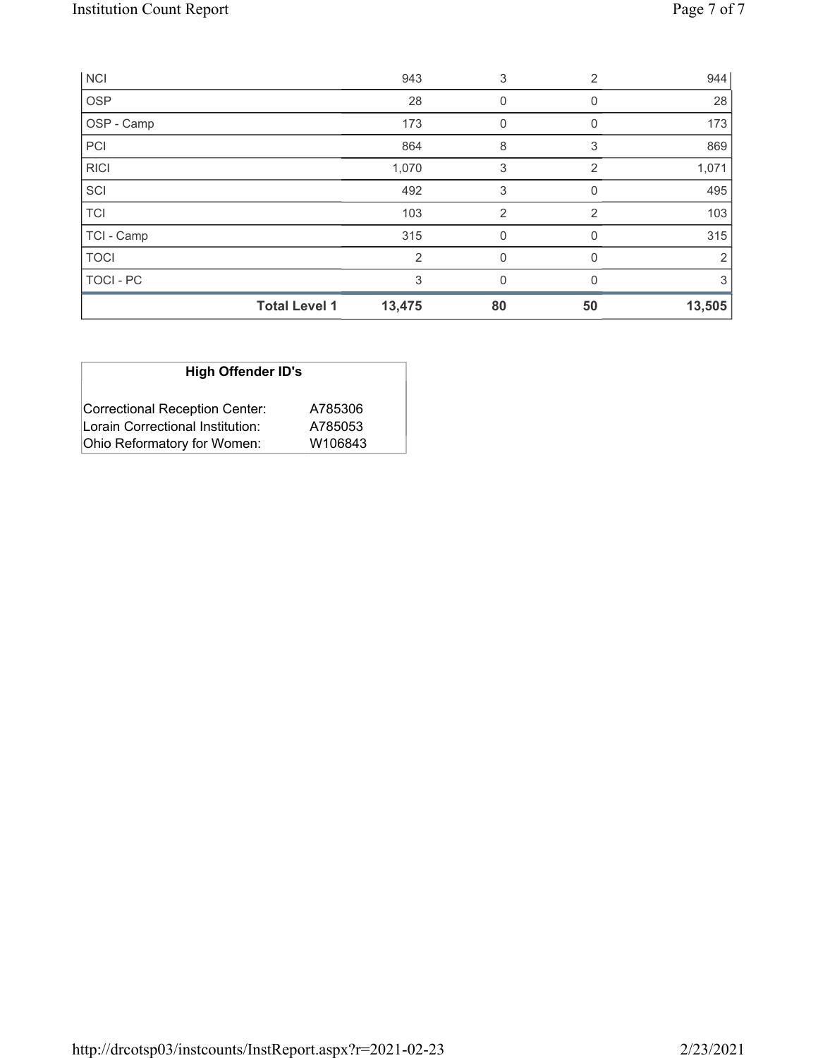| | | | | |
|---|---|---|---|---|
| NCI | 943 | 3 | 2 | 944 |
| OSP | 28 | 0 | 0 | 28 |
| OSP - Camp | 173 | 0 | 0 | 173 |
| PCI | 864 | 8 | 3 | 869 |
| RICI | 1,070 | 3 | 2 | 1,071 |
| SCI | 492 | 3 | 0 | 495 |
| TCI | 103 | 2 | 2 | 103 |
| TCI - Camp | 315 | 0 | 0 | 315 |
| TOCI | 2 | 0 | 0 | 2 |
| TOCI - PC | 3 | 0 | 0 | 3 |
| **Total Level 1** | **13,475** | **80** | **50** | **13,505** |

| High Offender ID's | |
|---|---|
| Correctional Reception Center: | A785306 |
| Lorain Correctional Institution: | A785053 |
| Ohio Reformatory for Women: | W106843 |